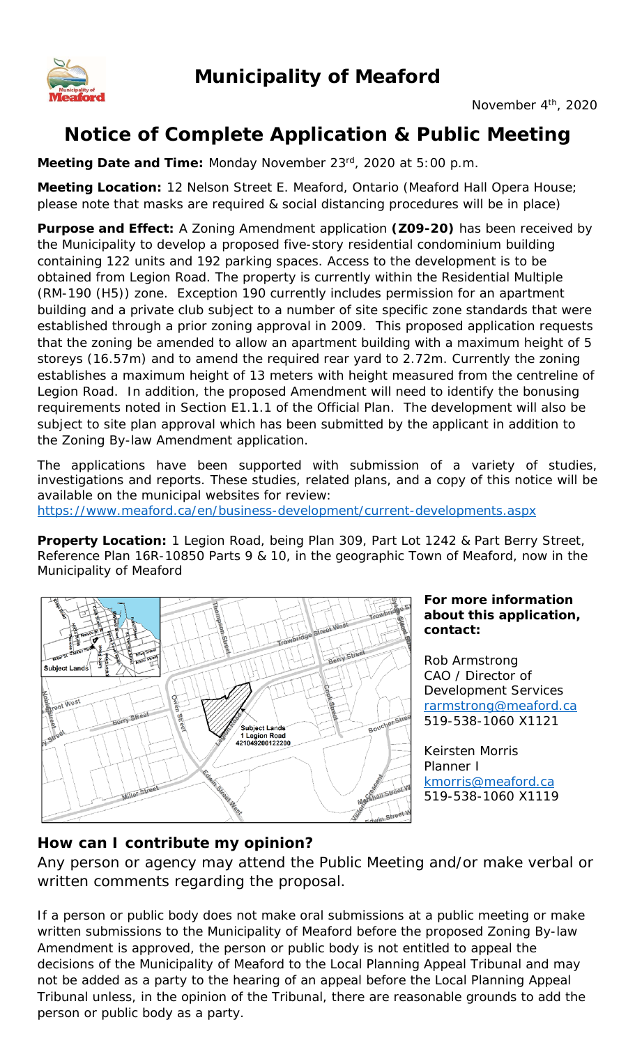# Municipality of Meaford

November 4th, 2020

## Notice of Complete Application & Public Meeting

**Meeting Date and Time:** Monday November 23rd, 2020 at 5:00 p.m.

**Meeting Location:** 12 Nelson Street E. Meaford, Ontario (Meaford Hall Opera House; please note that masks are required & social distancing procedures will be in place)

**Purpose and Effect:** A Zoning Amendment application **(Z09-20)** has been received by the Municipality to develop a proposed five-story residential condominium building containing 122 units and 192 parking spaces. Access to the development is to be obtained from Legion Road. The property is currently within the Residential Multiple (RM-190 (H5)) zone. Exception 190 currently includes permission for an apartment building and a private club subject to a number of site specific zone standards that were established through a prior zoning approval in 2009. This proposed application requests that the zoning be amended to allow an apartment building with a maximum height of 5 storeys (16.57m) and to amend the required rear yard to 2.72m. Currently the zoning establishes a maximum height of 13 meters with height measured from the centreline of Legion Road. In addition, the proposed Amendment will need to identify the bonusing requirements noted in Section E1.1.1 of the Official Plan. The development will also be subject to site plan approval which has been submitted by the applicant in addition to the Zoning By-law Amendment application.

The applications have been supported with submission of a variety of studies, investigations and reports. These studies, related plans, and a copy of this notice will be available on the municipal websites for review: https://www.meaford.ca/en/business-development/current-developments.aspx

**Property Location:** 1 Legion Road, being Plan 309, Part Lot 1242 & Part Berry Street, Reference Plan 16R-10850 Parts 9 & 10, in the geographic Town of Meaford, now in the Municipality of Meaford

**For more information about this application, contact:**

Rob Armstrong
CAO / Director of Development Services
rarmstrong@meaford.ca
519-538-1060 X1121

Keirsten Morris
Planner I
kmorris@meaford.ca
519-538-1060 X1119

### How can I contribute my opinion?

Any person or agency may attend the Public Meeting and/or make verbal or written comments regarding the proposal.

If a person or public body does not make oral submissions at a public meeting or make written submissions to the Municipality of Meaford before the proposed Zoning By-law Amendment is approved, the person or public body is not entitled to appeal the decisions of the Municipality of Meaford to the Local Planning Appeal Tribunal and may not be added as a party to the hearing of an appeal before the Local Planning Appeal Tribunal unless, in the opinion of the Tribunal, there are reasonable grounds to add the person or public body as a party.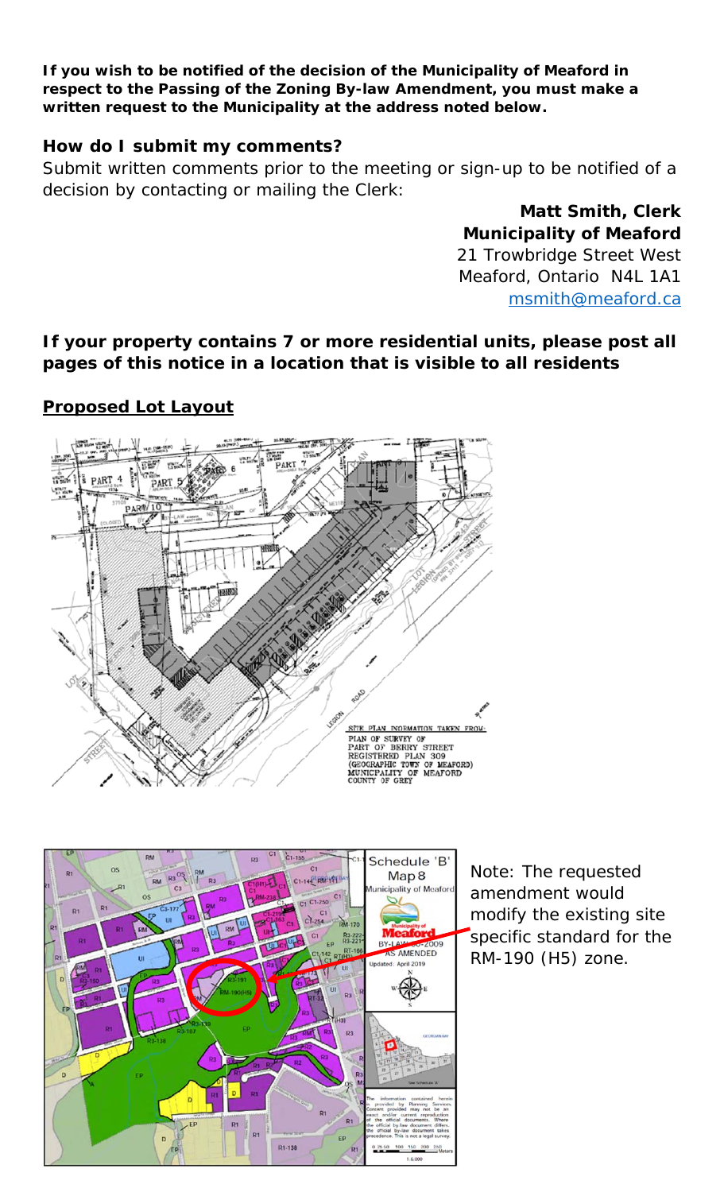**If you wish to be notified of the decision of the Municipality of Meaford in respect to the Passing of the Zoning By-law Amendment, you must make a written request to the Municipality at the address noted below.**

## How do I submit my comments?

Submit written comments prior to the meeting or sign-up to be notified of a decision by contacting or mailing the Clerk:

**Matt Smith, Clerk**
**Municipality of Meaford**
21 Trowbridge Street West
Meaford, Ontario N4L 1A1
msmith@meaford.ca

**If your property contains 7 or more residential units, please post all pages of this notice in a location that is visible to all residents**

## Proposed Lot Layout

SITE PLAN INFORMATION TAKEN FROM:
PLAN OF SURVEY OF
PART OF BERRY STREET
REGISTERED PLAN 309
(GEOGRAPHIC TOWN OF MEAFORD)
MUNICIPALITY OF MEAFORD
COUNTY OF GREY

Schedule 'B'
Map 8
Municipality of Meaford
BY-LAW 60-2009
AS AMENDED
Updated: April 2019

Note: The requested amendment would modify the existing site specific standard for the RM-190 (H5) zone.